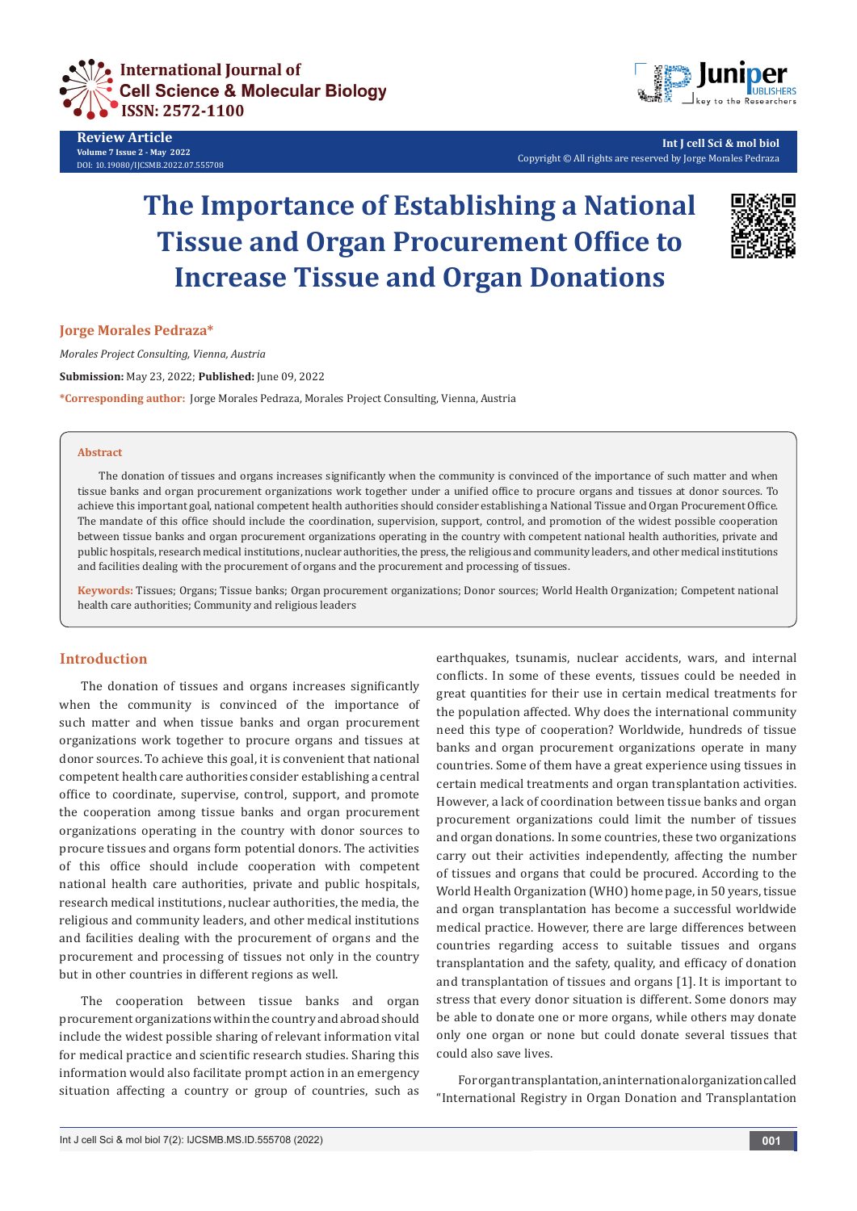Review Article
Volume 7 Issue 2 - May 2022
DOI: 10.19080/IJCSMB.2022.07.555708

Copyright © All rights are reserved by Jorge Morales Pedraza

# The Importance of Establishing a National Tissue and Organ Procurement Office to Increase Tissue and Organ Donations

**Jorge Morales Pedraza***

*Morales Project Consulting, Vienna, Austria*

**Submission:** May 23, 2022; **Published:** June 09, 2022

***Corresponding author:** Jorge Morales Pedraza, Morales Project Consulting, Vienna, Austria

## Abstract

The donation of tissues and organs increases significantly when the community is convinced of the importance of such matter and when tissue banks and organ procurement organizations work together under a unified office to procure organs and tissues at donor sources. To achieve this important goal, national competent health authorities should consider establishing a National Tissue and Organ Procurement Office. The mandate of this office should include the coordination, supervision, support, control, and promotion of the widest possible cooperation between tissue banks and organ procurement organizations operating in the country with competent national health authorities, private and public hospitals, research medical institutions, nuclear authorities, the press, the religious and community leaders, and other medical institutions and facilities dealing with the procurement of organs and the procurement and processing of tissues.

**Keywords:** Tissues; Organs; Tissue banks; Organ procurement organizations; Donor sources; World Health Organization; Competent national health care authorities; Community and religious leaders

## Introduction

The donation of tissues and organs increases significantly when the community is convinced of the importance of such matter and when tissue banks and organ procurement organizations work together to procure organs and tissues at donor sources. To achieve this goal, it is convenient that national competent health care authorities consider establishing a central office to coordinate, supervise, control, support, and promote the cooperation among tissue banks and organ procurement organizations operating in the country with donor sources to procure tissues and organs form potential donors. The activities of this office should include cooperation with competent national health care authorities, private and public hospitals, research medical institutions, nuclear authorities, the media, the religious and community leaders, and other medical institutions and facilities dealing with the procurement of organs and the procurement and processing of tissues not only in the country but in other countries in different regions as well.

The cooperation between tissue banks and organ procurement organizations within the country and abroad should include the widest possible sharing of relevant information vital for medical practice and scientific research studies. Sharing this information would also facilitate prompt action in an emergency situation affecting a country or group of countries, such as earthquakes, tsunamis, nuclear accidents, wars, and internal conflicts. In some of these events, tissues could be needed in great quantities for their use in certain medical treatments for the population affected. Why does the international community need this type of cooperation? Worldwide, hundreds of tissue banks and organ procurement organizations operate in many countries. Some of them have a great experience using tissues in certain medical treatments and organ transplantation activities. However, a lack of coordination between tissue banks and organ procurement organizations could limit the number of tissues and organ donations. In some countries, these two organizations carry out their activities independently, affecting the number of tissues and organs that could be procured. According to the World Health Organization (WHO) home page, in 50 years, tissue and organ transplantation has become a successful worldwide medical practice. However, there are large differences between countries regarding access to suitable tissues and organs transplantation and the safety, quality, and efficacy of donation and transplantation of tissues and organs [1]. It is important to stress that every donor situation is different. Some donors may be able to donate one or more organs, while others may donate only one organ or none but could donate several tissues that could also save lives.

For organ transplantation, an international organization called "International Registry in Organ Donation and Transplantation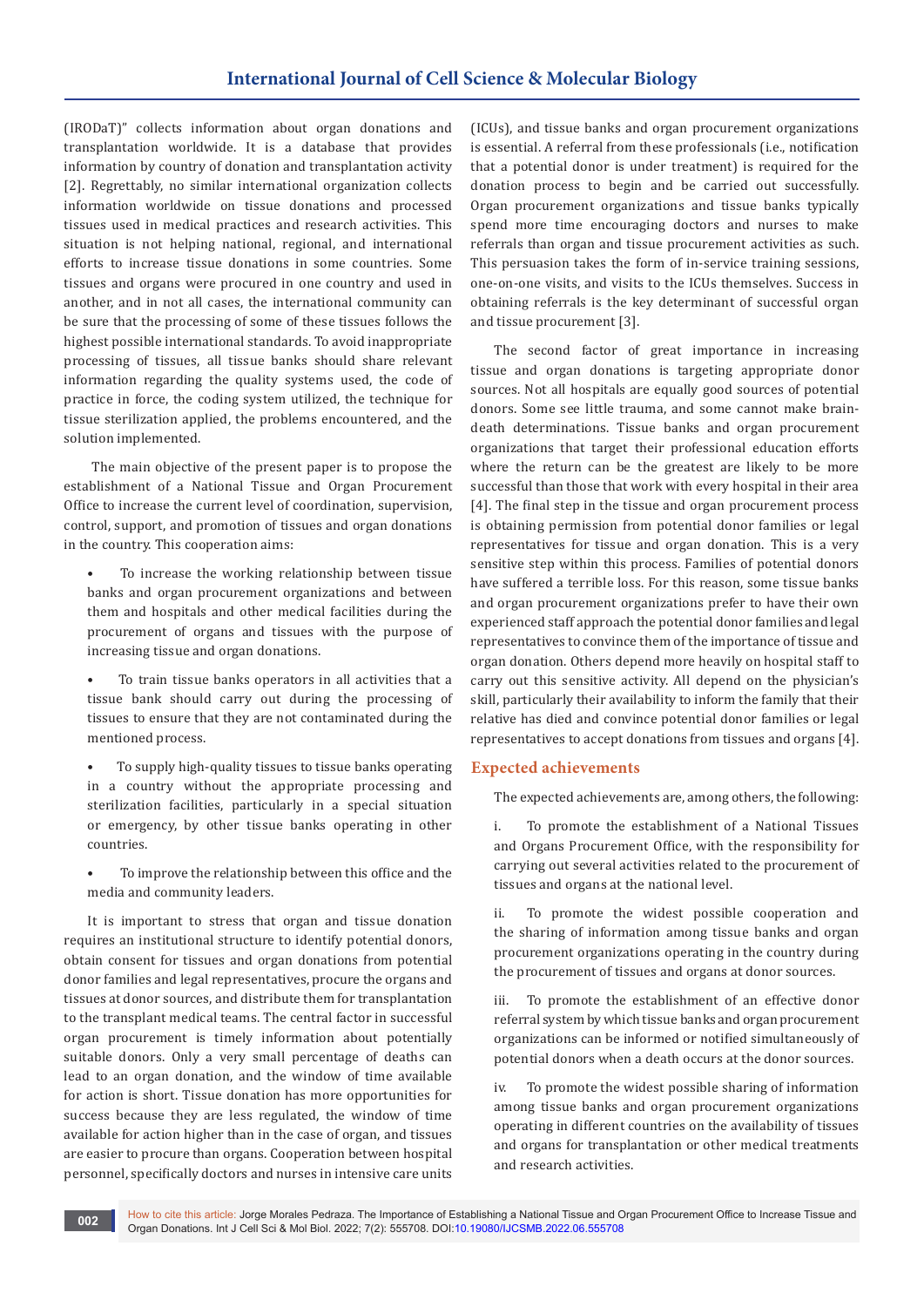(IRODaT)" collects information about organ donations and transplantation worldwide. It is a database that provides information by country of donation and transplantation activity [2]. Regrettably, no similar international organization collects information worldwide on tissue donations and processed tissues used in medical practices and research activities. This situation is not helping national, regional, and international efforts to increase tissue donations in some countries. Some tissues and organs were procured in one country and used in another, and in not all cases, the international community can be sure that the processing of some of these tissues follows the highest possible international standards. To avoid inappropriate processing of tissues, all tissue banks should share relevant information regarding the quality systems used, the code of practice in force, the coding system utilized, the technique for tissue sterilization applied, the problems encountered, and the solution implemented.

The main objective of the present paper is to propose the establishment of a National Tissue and Organ Procurement Office to increase the current level of coordination, supervision, control, support, and promotion of tissues and organ donations in the country. This cooperation aims:

- To increase the working relationship between tissue banks and organ procurement organizations and between them and hospitals and other medical facilities during the procurement of organs and tissues with the purpose of increasing tissue and organ donations.
- To train tissue banks operators in all activities that a tissue bank should carry out during the processing of tissues to ensure that they are not contaminated during the mentioned process.
- To supply high-quality tissues to tissue banks operating in a country without the appropriate processing and sterilization facilities, particularly in a special situation or emergency, by other tissue banks operating in other countries.
- To improve the relationship between this office and the media and community leaders.

It is important to stress that organ and tissue donation requires an institutional structure to identify potential donors, obtain consent for tissues and organ donations from potential donor families and legal representatives, procure the organs and tissues at donor sources, and distribute them for transplantation to the transplant medical teams. The central factor in successful organ procurement is timely information about potentially suitable donors. Only a very small percentage of deaths can lead to an organ donation, and the window of time available for action is short. Tissue donation has more opportunities for success because they are less regulated, the window of time available for action higher than in the case of organ, and tissues are easier to procure than organs. Cooperation between hospital personnel, specifically doctors and nurses in intensive care units (ICUs), and tissue banks and organ procurement organizations is essential. A referral from these professionals (i.e., notification that a potential donor is under treatment) is required for the donation process to begin and be carried out successfully. Organ procurement organizations and tissue banks typically spend more time encouraging doctors and nurses to make referrals than organ and tissue procurement activities as such. This persuasion takes the form of in-service training sessions, one-on-one visits, and visits to the ICUs themselves. Success in obtaining referrals is the key determinant of successful organ and tissue procurement [3].

The second factor of great importance in increasing tissue and organ donations is targeting appropriate donor sources. Not all hospitals are equally good sources of potential donors. Some see little trauma, and some cannot make brain-death determinations. Tissue banks and organ procurement organizations that target their professional education efforts where the return can be the greatest are likely to be more successful than those that work with every hospital in their area [4]. The final step in the tissue and organ procurement process is obtaining permission from potential donor families or legal representatives for tissue and organ donation. This is a very sensitive step within this process. Families of potential donors have suffered a terrible loss. For this reason, some tissue banks and organ procurement organizations prefer to have their own experienced staff approach the potential donor families and legal representatives to convince them of the importance of tissue and organ donation. Others depend more heavily on hospital staff to carry out this sensitive activity. All depend on the physician's skill, particularly their availability to inform the family that their relative has died and convince potential donor families or legal representatives to accept donations from tissues and organs [4].

## Expected achievements

The expected achievements are, among others, the following:

i. To promote the establishment of a National Tissues and Organs Procurement Office, with the responsibility for carrying out several activities related to the procurement of tissues and organs at the national level.

ii. To promote the widest possible cooperation and the sharing of information among tissue banks and organ procurement organizations operating in the country during the procurement of tissues and organs at donor sources.

iii. To promote the establishment of an effective donor referral system by which tissue banks and organ procurement organizations can be informed or notified simultaneously of potential donors when a death occurs at the donor sources.

iv. To promote the widest possible sharing of information among tissue banks and organ procurement organizations operating in different countries on the availability of tissues and organs for transplantation or other medical treatments and research activities.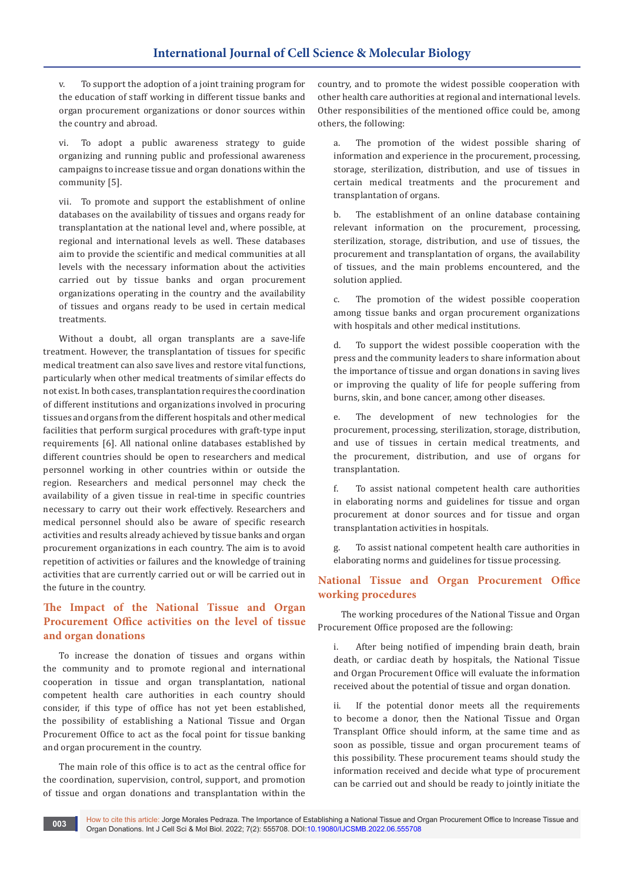v. To support the adoption of a joint training program for the education of staff working in different tissue banks and organ procurement organizations or donor sources within the country and abroad.

vi. To adopt a public awareness strategy to guide organizing and running public and professional awareness campaigns to increase tissue and organ donations within the community [5].

vii. To promote and support the establishment of online databases on the availability of tissues and organs ready for transplantation at the national level and, where possible, at regional and international levels as well. These databases aim to provide the scientific and medical communities at all levels with the necessary information about the activities carried out by tissue banks and organ procurement organizations operating in the country and the availability of tissues and organs ready to be used in certain medical treatments.

Without a doubt, all organ transplants are a save-life treatment. However, the transplantation of tissues for specific medical treatment can also save lives and restore vital functions, particularly when other medical treatments of similar effects do not exist. In both cases, transplantation requires the coordination of different institutions and organizations involved in procuring tissues and organs from the different hospitals and other medical facilities that perform surgical procedures with graft-type input requirements [6]. All national online databases established by different countries should be open to researchers and medical personnel working in other countries within or outside the region. Researchers and medical personnel may check the availability of a given tissue in real-time in specific countries necessary to carry out their work effectively. Researchers and medical personnel should also be aware of specific research activities and results already achieved by tissue banks and organ procurement organizations in each country. The aim is to avoid repetition of activities or failures and the knowledge of training activities that are currently carried out or will be carried out in the future in the country.

## The Impact of the National Tissue and Organ Procurement Office activities on the level of tissue and organ donations

To increase the donation of tissues and organs within the community and to promote regional and international cooperation in tissue and organ transplantation, national competent health care authorities in each country should consider, if this type of office has not yet been established, the possibility of establishing a National Tissue and Organ Procurement Office to act as the focal point for tissue banking and organ procurement in the country.

The main role of this office is to act as the central office for the coordination, supervision, control, support, and promotion of tissue and organ donations and transplantation within the country, and to promote the widest possible cooperation with other health care authorities at regional and international levels. Other responsibilities of the mentioned office could be, among others, the following:

a. The promotion of the widest possible sharing of information and experience in the procurement, processing, storage, sterilization, distribution, and use of tissues in certain medical treatments and the procurement and transplantation of organs.

b. The establishment of an online database containing relevant information on the procurement, processing, sterilization, storage, distribution, and use of tissues, the procurement and transplantation of organs, the availability of tissues, and the main problems encountered, and the solution applied.

c. The promotion of the widest possible cooperation among tissue banks and organ procurement organizations with hospitals and other medical institutions.

d. To support the widest possible cooperation with the press and the community leaders to share information about the importance of tissue and organ donations in saving lives or improving the quality of life for people suffering from burns, skin, and bone cancer, among other diseases.

e. The development of new technologies for the procurement, processing, sterilization, storage, distribution, and use of tissues in certain medical treatments, and the procurement, distribution, and use of organs for transplantation.

f. To assist national competent health care authorities in elaborating norms and guidelines for tissue and organ procurement at donor sources and for tissue and organ transplantation activities in hospitals.

g. To assist national competent health care authorities in elaborating norms and guidelines for tissue processing.

## National Tissue and Organ Procurement Office working procedures

The working procedures of the National Tissue and Organ Procurement Office proposed are the following:

i. After being notified of impending brain death, brain death, or cardiac death by hospitals, the National Tissue and Organ Procurement Office will evaluate the information received about the potential of tissue and organ donation.

ii. If the potential donor meets all the requirements to become a donor, then the National Tissue and Organ Transplant Office should inform, at the same time and as soon as possible, tissue and organ procurement teams of this possibility. These procurement teams should study the information received and decide what type of procurement can be carried out and should be ready to jointly initiate the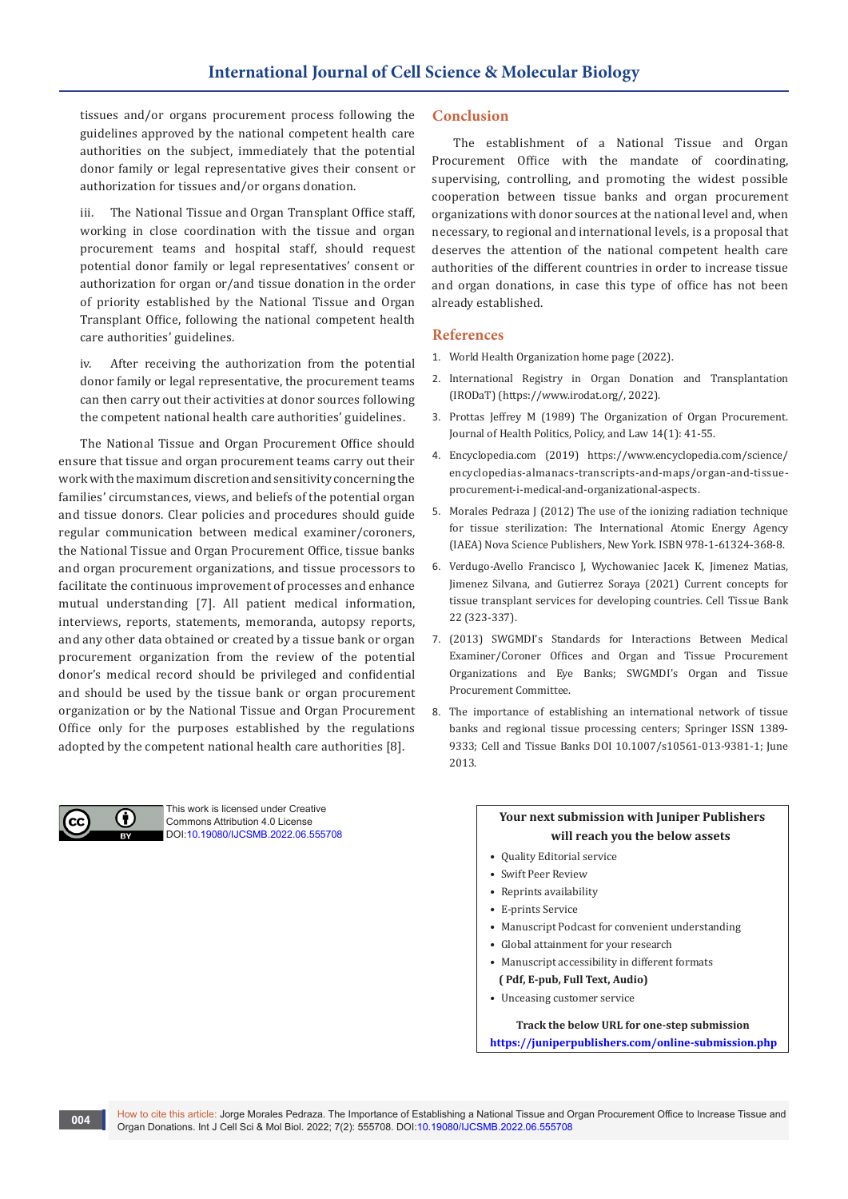tissues and/or organs procurement process following the guidelines approved by the national competent health care authorities on the subject, immediately that the potential donor family or legal representative gives their consent or authorization for tissues and/or organs donation.

iii. The National Tissue and Organ Transplant Office staff, working in close coordination with the tissue and organ procurement teams and hospital staff, should request potential donor family or legal representatives' consent or authorization for organ or/and tissue donation in the order of priority established by the National Tissue and Organ Transplant Office, following the national competent health care authorities' guidelines.

iv. After receiving the authorization from the potential donor family or legal representative, the procurement teams can then carry out their activities at donor sources following the competent national health care authorities' guidelines.

The National Tissue and Organ Procurement Office should ensure that tissue and organ procurement teams carry out their work with the maximum discretion and sensitivity concerning the families' circumstances, views, and beliefs of the potential organ and tissue donors. Clear policies and procedures should guide regular communication between medical examiner/coroners, the National Tissue and Organ Procurement Office, tissue banks and organ procurement organizations, and tissue processors to facilitate the continuous improvement of processes and enhance mutual understanding [7]. All patient medical information, interviews, reports, statements, memoranda, autopsy reports, and any other data obtained or created by a tissue bank or organ procurement organization from the review of the potential donor's medical record should be privileged and confidential and should be used by the tissue bank or organ procurement organization or by the National Tissue and Organ Procurement Office only for the purposes established by the regulations adopted by the competent national health care authorities [8].

## Conclusion

The establishment of a National Tissue and Organ Procurement Office with the mandate of coordinating, supervising, controlling, and promoting the widest possible cooperation between tissue banks and organ procurement organizations with donor sources at the national level and, when necessary, to regional and international levels, is a proposal that deserves the attention of the national competent health care authorities of the different countries in order to increase tissue and organ donations, in case this type of office has not been already established.

## References

1. World Health Organization home page (2022).
2. International Registry in Organ Donation and Transplantation (IRODaT) (https://www.irodat.org/, 2022).
3. Prottas Jeffrey M (1989) The Organization of Organ Procurement. Journal of Health Politics, Policy, and Law 14(1): 41-55.
4. Encyclopedia.com (2019) https://www.encyclopedia.com/science/encyclopedias-almanacs-transcripts-and-maps/organ-and-tissue-procurement-i-medical-and-organizational-aspects.
5. Morales Pedraza J (2012) The use of the ionizing radiation technique for tissue sterilization: The International Atomic Energy Agency (IAEA) Nova Science Publishers, New York. ISBN 978-1-61324-368-8.
6. Verdugo-Avello Francisco J, Wychowaniec Jacek K, Jimenez Matias, Jimenez Silvana, and Gutierrez Soraya (2021) Current concepts for tissue transplant services for developing countries. Cell Tissue Bank 22 (323-337).
7. (2013) SWGMDI's Standards for Interactions Between Medical Examiner/Coroner Offices and Organ and Tissue Procurement Organizations and Eye Banks; SWGMDI's Organ and Tissue Procurement Committee.
8. The importance of establishing an international network of tissue banks and regional tissue processing centers; Springer ISSN 1389-9333; Cell and Tissue Banks DOI 10.1007/s10561-013-9381-1; June 2013.

This work is licensed under Creative Commons Attribution 4.0 License
DOI:10.19080/IJCSMB.2022.06.555708

**Your next submission with Juniper Publishers will reach you the below assets**

- Quality Editorial service
- Swift Peer Review
- Reprints availability
- E-prints Service
- Manuscript Podcast for convenient understanding
- Global attainment for your research
- Manuscript accessibility in different formats **( Pdf, E-pub, Full Text, Audio)**
- Unceasing customer service

**Track the below URL for one-step submission**
**https://juniperpublishers.com/online-submission.php**